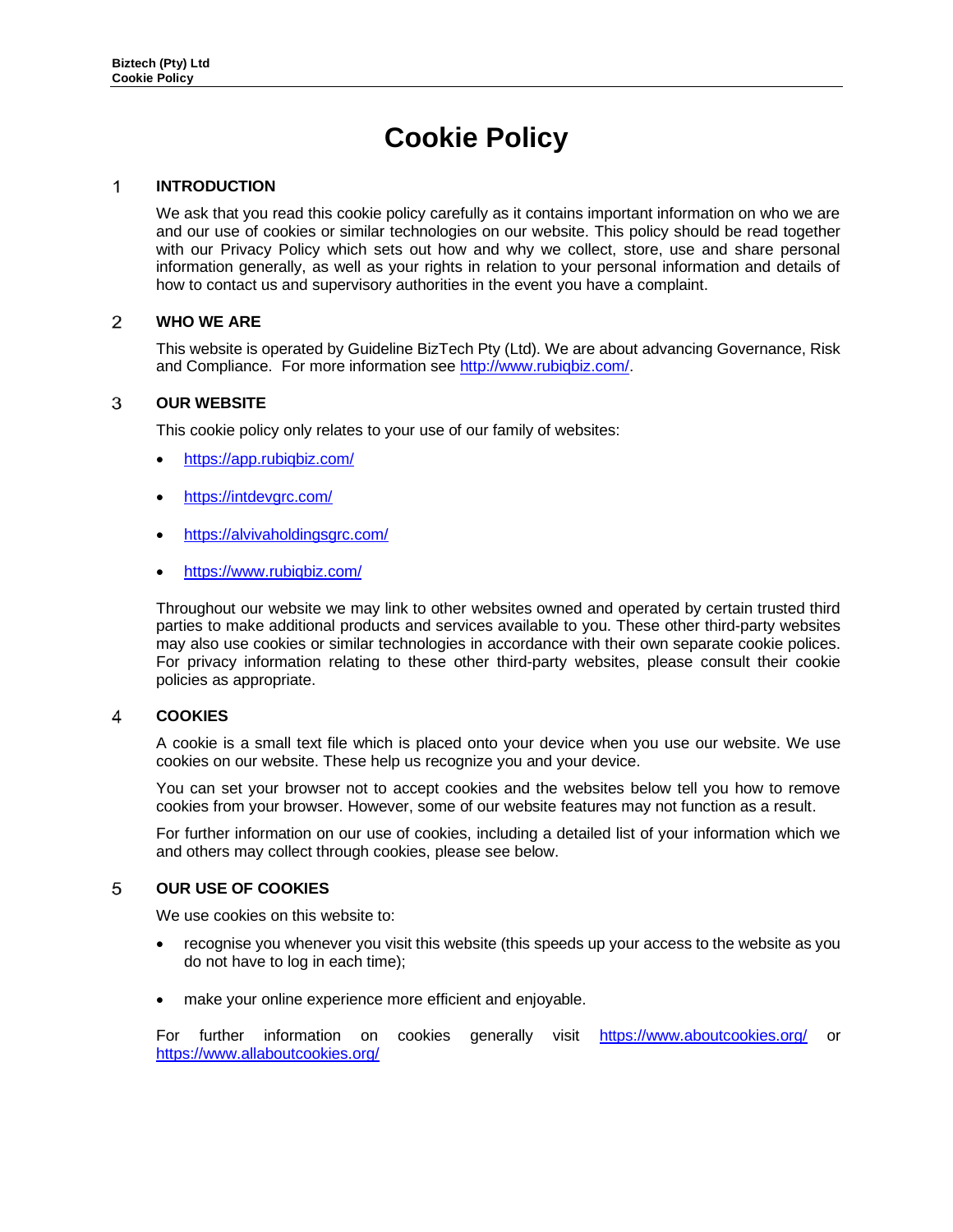# Cookie Policy

## 1 INTRODUCTION

We ask that you read this cookie policy carefully as it contains important information on who we are and our use of cookies or similar technologies on our website. This policy should be read together with our Privacy Policy which sets out how and why we collect, store, use and share personal information generally, as well as your rights in relation to your personal information and details of how to contact us and supervisory authorities in the event you have a complaint.

## 2 WHO WE ARE

This website is operated by Guideline BizTech Pty (Ltd). We are about advancing Governance, Risk and Compliance. For more information see http://www.rubiqbiz.com/.

## 3 OUR WEBSITE

This cookie policy only relates to your use of our family of websites:

- https://app.rubiqbiz.com/
- https://intdevgrc.com/
- https://alvivaholdingsgrc.com/
- https://www.rubiqbiz.com/

Throughout our website we may link to other websites owned and operated by certain trusted third parties to make additional products and services available to you. These other third-party websites may also use cookies or similar technologies in accordance with their own separate cookie polices. For privacy information relating to these other third-party websites, please consult their cookie policies as appropriate.

## 4 COOKIES

A cookie is a small text file which is placed onto your device when you use our website. We use cookies on our website. These help us recognize you and your device.

You can set your browser not to accept cookies and the websites below tell you how to remove cookies from your browser. However, some of our website features may not function as a result.

For further information on our use of cookies, including a detailed list of your information which we and others may collect through cookies, please see below.

## 5 OUR USE OF COOKIES

We use cookies on this website to:

- recognise you whenever you visit this website (this speeds up your access to the website as you do not have to log in each time);
- make your online experience more efficient and enjoyable.

For further information on cookies generally visit https://www.aboutcookies.org/ or https://www.allaboutcookies.org/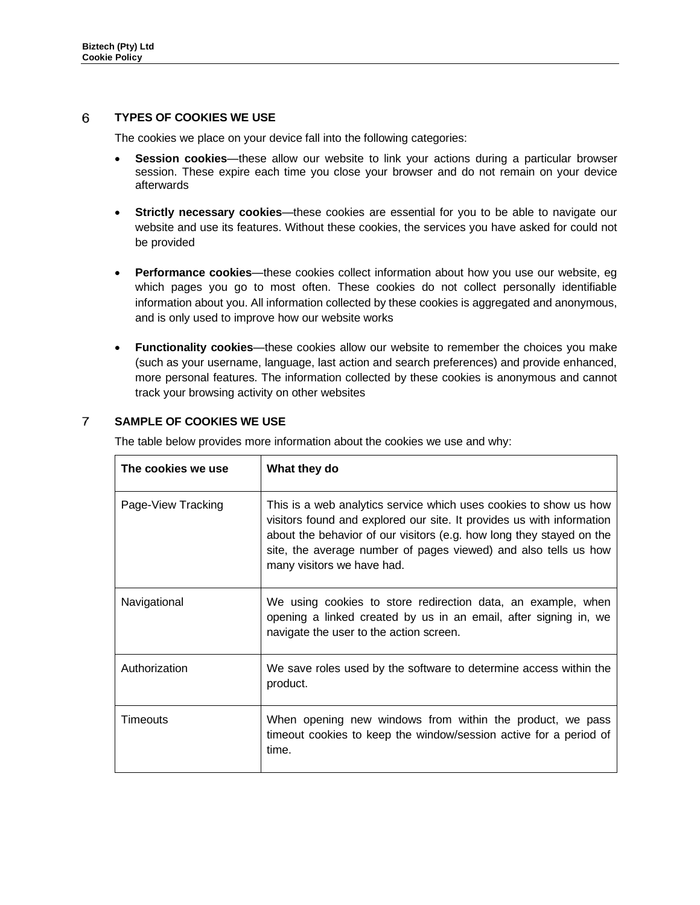## 6 TYPES OF COOKIES WE USE

The cookies we place on your device fall into the following categories:

- **Session cookies**—these allow our website to link your actions during a particular browser session. These expire each time you close your browser and do not remain on your device afterwards
- **Strictly necessary cookies**—these cookies are essential for you to be able to navigate our website and use its features. Without these cookies, the services you have asked for could not be provided
- **Performance cookies**—these cookies collect information about how you use our website, eg which pages you go to most often. These cookies do not collect personally identifiable information about you. All information collected by these cookies is aggregated and anonymous, and is only used to improve how our website works
- **Functionality cookies**—these cookies allow our website to remember the choices you make (such as your username, language, last action and search preferences) and provide enhanced, more personal features. The information collected by these cookies is anonymous and cannot track your browsing activity on other websites

## 7 SAMPLE OF COOKIES WE USE

The table below provides more information about the cookies we use and why:

| The cookies we use | What they do |
|---|---|
| Page-View Tracking | This is a web analytics service which uses cookies to show us how visitors found and explored our site. It provides us with information about the behavior of our visitors (e.g. how long they stayed on the site, the average number of pages viewed) and also tells us how many visitors we have had. |
| Navigational | We using cookies to store redirection data, an example, when opening a linked created by us in an email, after signing in, we navigate the user to the action screen. |
| Authorization | We save roles used by the software to determine access within the product. |
| Timeouts | When opening new windows from within the product, we pass timeout cookies to keep the window/session active for a period of time. |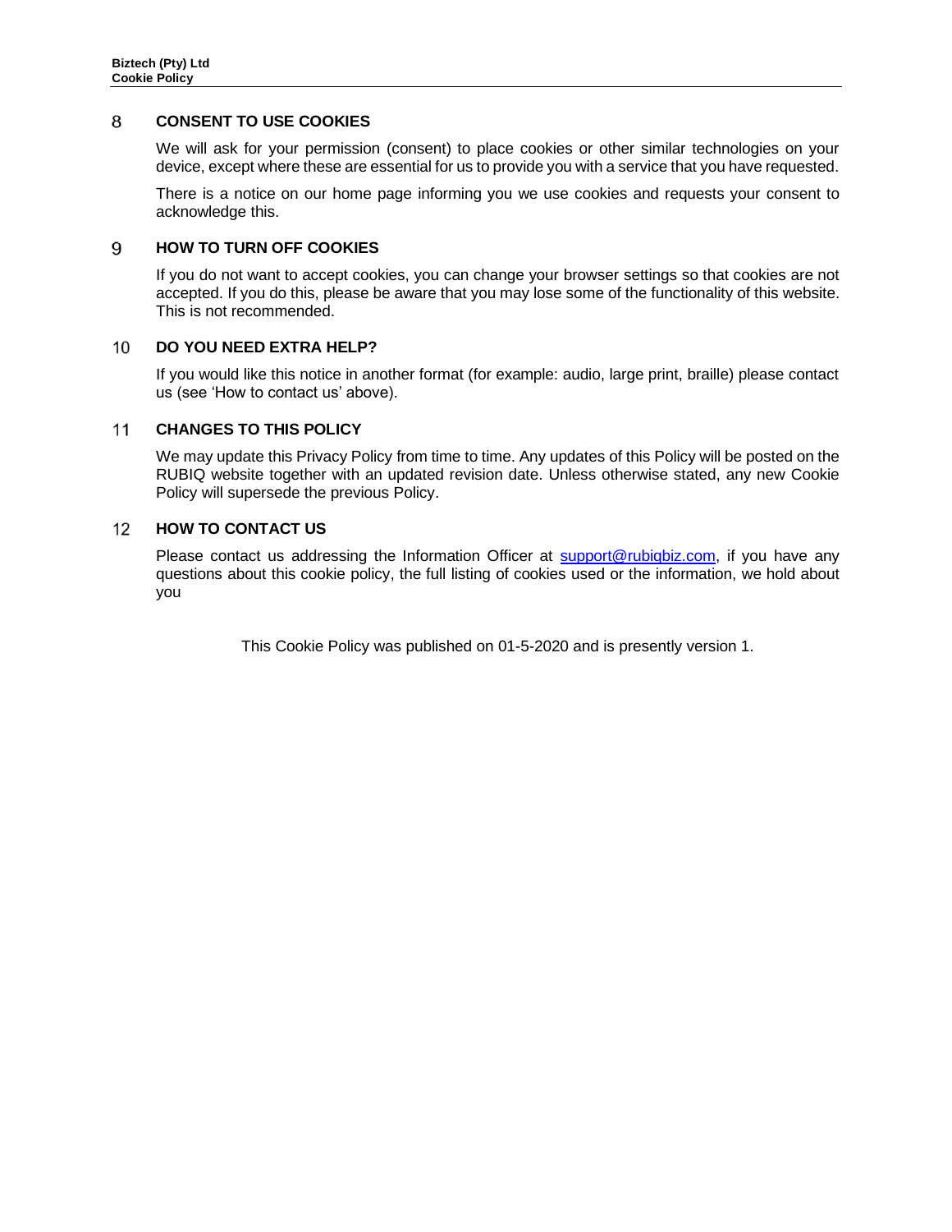## 8 CONSENT TO USE COOKIES

We will ask for your permission (consent) to place cookies or other similar technologies on your device, except where these are essential for us to provide you with a service that you have requested.

There is a notice on our home page informing you we use cookies and requests your consent to acknowledge this.

## 9 HOW TO TURN OFF COOKIES

If you do not want to accept cookies, you can change your browser settings so that cookies are not accepted. If you do this, please be aware that you may lose some of the functionality of this website. This is not recommended.

## 10 DO YOU NEED EXTRA HELP?

If you would like this notice in another format (for example: audio, large print, braille) please contact us (see 'How to contact us' above).

## 11 CHANGES TO THIS POLICY

We may update this Privacy Policy from time to time. Any updates of this Policy will be posted on the RUBIQ website together with an updated revision date. Unless otherwise stated, any new Cookie Policy will supersede the previous Policy.

## 12 HOW TO CONTACT US

Please contact us addressing the Information Officer at support@rubiqbiz.com, if you have any questions about this cookie policy, the full listing of cookies used or the information, we hold about you

This Cookie Policy was published on 01-5-2020 and is presently version 1.